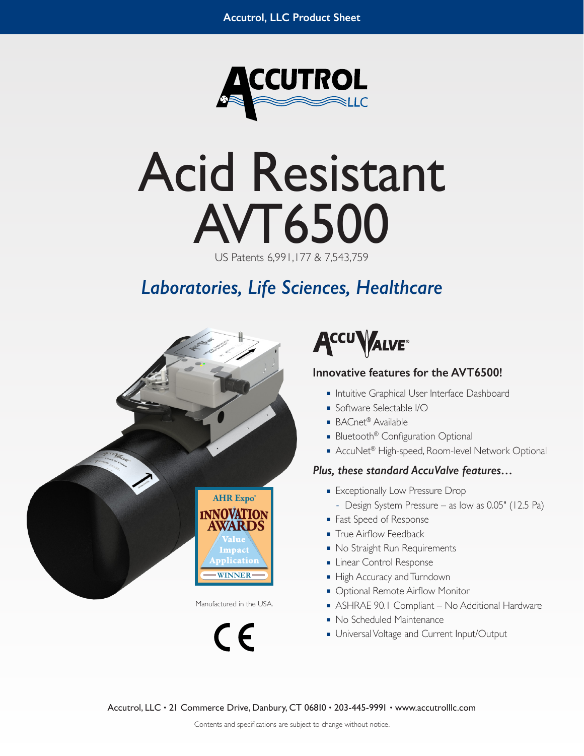Accutrol, LLC Product Sheet

# Acid Resistant AVT6500

US Patents 6,991,177 & 7,543,759

## *Laboratories, Life Sciences, Healthcare*

Manufactured in the USA.

### Innovative features for the AVT6500!

- Intuitive Graphical User Interface Dashboard
- Software Selectable I/O
- BACnet® Available
- Bluetooth® Configuration Optional
- AccuNet® High-speed, Room-level Network Optional

### *Plus, these standard AccuValve features…*

- Exceptionally Low Pressure Drop
  - Design System Pressure – as low as 0.05" (12.5 Pa)
- Fast Speed of Response
- True Airflow Feedback
- No Straight Run Requirements
- Linear Control Response
- High Accuracy and Turndown
- Optional Remote Airflow Monitor
- ASHRAE 90.1 Compliant – No Additional Hardware
- No Scheduled Maintenance
- Universal Voltage and Current Input/Output

Accutrol, LLC • 21 Commerce Drive, Danbury, CT 06810 • 203-445-9991 • www.accutrolllc.com

Contents and specifications are subject to change without notice.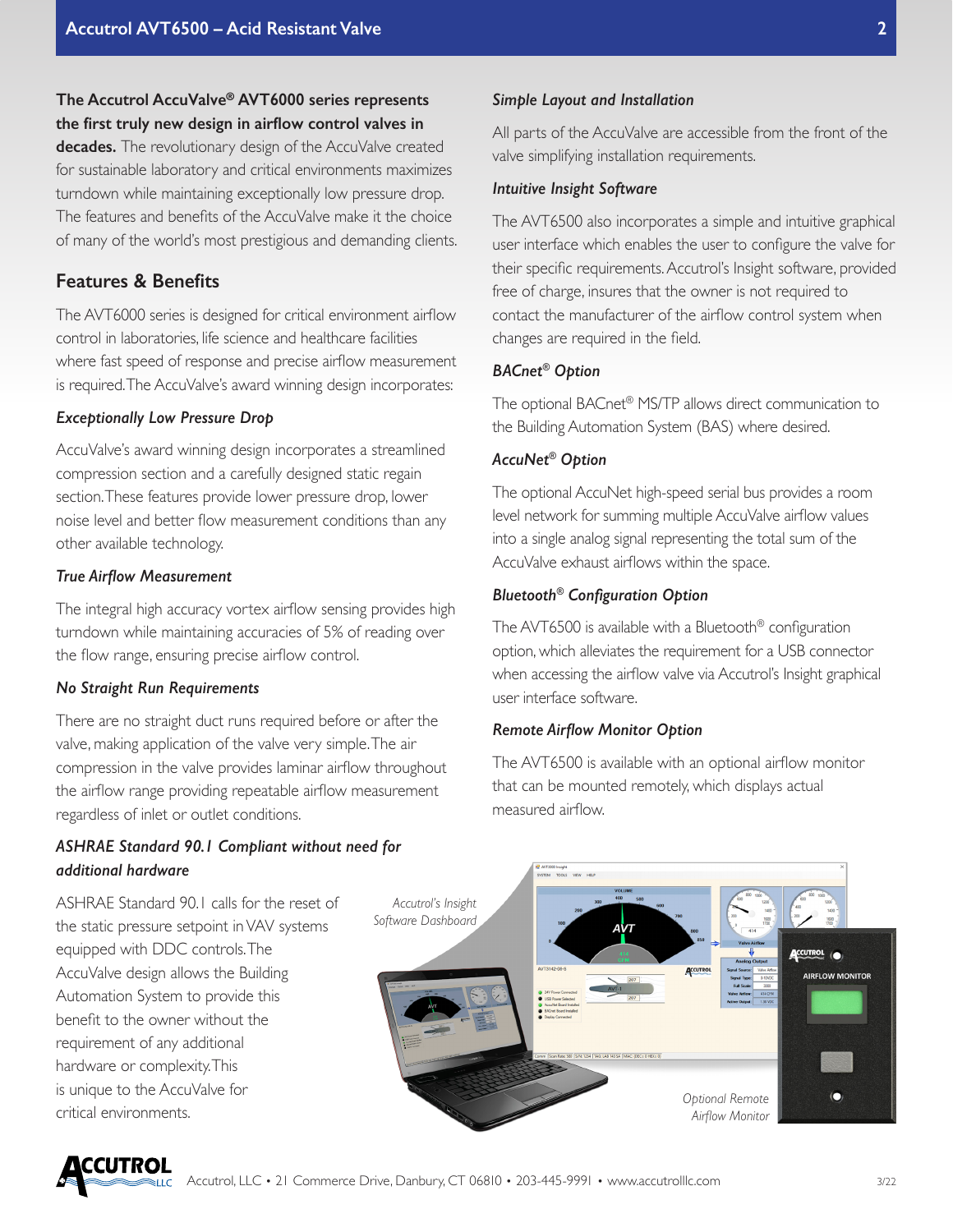**The Accutrol AccuValve® AVT6000 series represents the first truly new design in airflow control valves in decades.** The revolutionary design of the AccuValve created for sustainable laboratory and critical environments maximizes turndown while maintaining exceptionally low pressure drop. The features and benefits of the AccuValve make it the choice of many of the world's most prestigious and demanding clients.

## Features & Benefits

The AVT6000 series is designed for critical environment airflow control in laboratories, life science and healthcare facilities where fast speed of response and precise airflow measurement is required. The AccuValve's award winning design incorporates:

### *Exceptionally Low Pressure Drop*

AccuValve's award winning design incorporates a streamlined compression section and a carefully designed static regain section. These features provide lower pressure drop, lower noise level and better flow measurement conditions than any other available technology.

### *True Airflow Measurement*

The integral high accuracy vortex airflow sensing provides high turndown while maintaining accuracies of 5% of reading over the flow range, ensuring precise airflow control.

### *No Straight Run Requirements*

There are no straight duct runs required before or after the valve, making application of the valve very simple. The air compression in the valve provides laminar airflow throughout the airflow range providing repeatable airflow measurement regardless of inlet or outlet conditions.

### *ASHRAE Standard 90.1 Compliant without need for additional hardware*

ASHRAE Standard 90.1 calls for the reset of the static pressure setpoint in VAV systems equipped with DDC controls. The AccuValve design allows the Building Automation System to provide this benefit to the owner without the requirement of any additional hardware or complexity. This is unique to the AccuValve for critical environments.

### *Simple Layout and Installation*

All parts of the AccuValve are accessible from the front of the valve simplifying installation requirements.

### *Intuitive Insight Software*

The AVT6500 also incorporates a simple and intuitive graphical user interface which enables the user to configure the valve for their specific requirements. Accutrol's Insight software, provided free of charge, insures that the owner is not required to contact the manufacturer of the airflow control system when changes are required in the field.

### *BACnet® Option*

The optional BACnet® MS/TP allows direct communication to the Building Automation System (BAS) where desired.

### *AccuNet® Option*

The optional AccuNet high-speed serial bus provides a room level network for summing multiple AccuValve airflow values into a single analog signal representing the total sum of the AccuValve exhaust airflows within the space.

### *Bluetooth® Configuration Option*

The AVT6500 is available with a Bluetooth® configuration option, which alleviates the requirement for a USB connector when accessing the airflow valve via Accutrol's Insight graphical user interface software.

### *Remote Airflow Monitor Option*

The AVT6500 is available with an optional airflow monitor that can be mounted remotely, which displays actual measured airflow.

*Accutrol's Insight Software Dashboard*

*Optional Remote Airflow Monitor*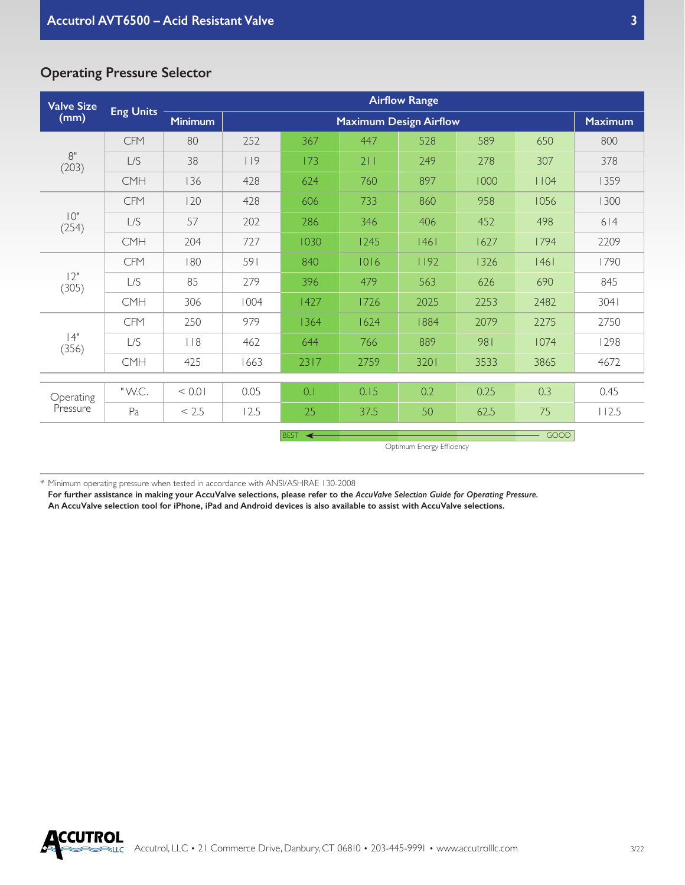## Operating Pressure Selector

| Valve Size (mm) | Eng Units | Airflow Range | | | | | | | |
|---|---|---|---|---|---|---|---|---|---|
| | | Minimum | Maximum Design Airflow | | | | | | Maximum |
| 8" (203) | CFM | 80 | 252 | 367 | 447 | 528 | 589 | 650 | 800 |
| | L/S | 38 | 119 | 173 | 211 | 249 | 278 | 307 | 378 |
| | CMH | 136 | 428 | 624 | 760 | 897 | 1000 | 1104 | 1359 |
| 10" (254) | CFM | 120 | 428 | 606 | 733 | 860 | 958 | 1056 | 1300 |
| | L/S | 57 | 202 | 286 | 346 | 406 | 452 | 498 | 614 |
| | CMH | 204 | 727 | 1030 | 1245 | 1461 | 1627 | 1794 | 2209 |
| 12" (305) | CFM | 180 | 591 | 840 | 1016 | 1192 | 1326 | 1461 | 1790 |
| | L/S | 85 | 279 | 396 | 479 | 563 | 626 | 690 | 845 |
| | CMH | 306 | 1004 | 1427 | 1726 | 2025 | 2253 | 2482 | 3041 |
| 14" (356) | CFM | 250 | 979 | 1364 | 1624 | 1884 | 2079 | 2275 | 2750 |
| | L/S | 118 | 462 | 644 | 766 | 889 | 981 | 1074 | 1298 |
| | CMH | 425 | 1663 | 2317 | 2759 | 3201 | 3533 | 3865 | 4672 |
| Operating Pressure | "W.C. | < 0.01 | 0.05 | 0.1 | 0.15 | 0.2 | 0.25 | 0.3 | 0.45 |
| | Pa | < 2.5 | 12.5 | 25 | 37.5 | 50 | 62.5 | 75 | 112.5 |

BEST ← GOOD

Optimum Energy Efficiency

* Minimum operating pressure when tested in accordance with ANSI/ASHRAE 130-2008

**For further assistance in making your AccuValve selections, please refer to the *AccuValve Selection Guide for Operating Pressure.***

**An AccuValve selection tool for iPhone, iPad and Android devices is also available to assist with AccuValve selections.**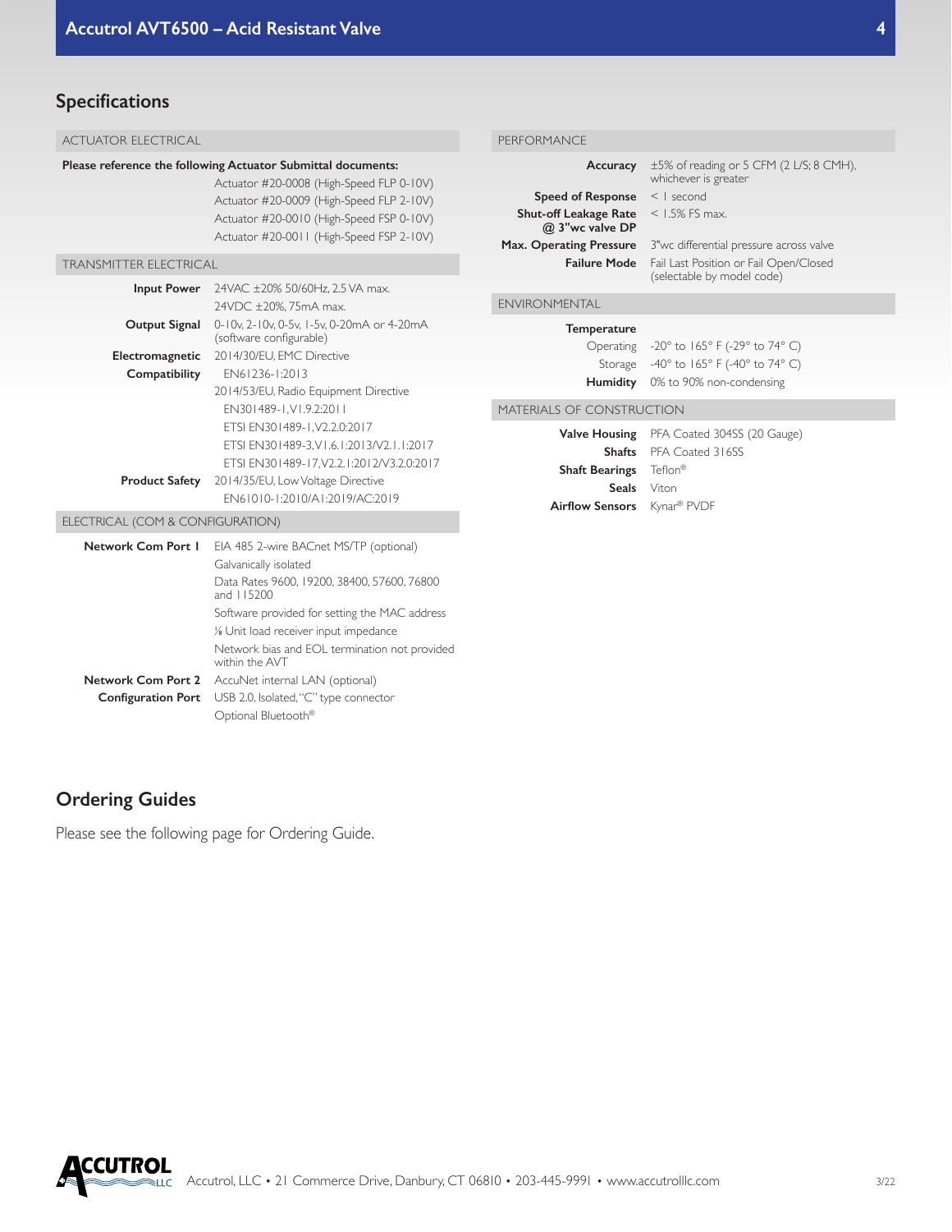## Specifications

### ACTUATOR ELECTRICAL

**Please reference the following Actuator Submittal documents:**

Actuator #20-0008 (High-Speed FLP 0-10V)
Actuator #20-0009 (High-Speed FLP 2-10V)
Actuator #20-0010 (High-Speed FSP 0-10V)
Actuator #20-0011 (High-Speed FSP 2-10V)

### TRANSMITTER ELECTRICAL

| | |
|---|---|
| **Input Power** | 24VAC ±20% 50/60Hz, 2.5 VA max. |
| | 24VDC ±20%, 75mA max. |
| **Output Signal** | 0-10v, 2-10v, 0-5v, 1-5v, 0-20mA or 4-20mA (software configurable) |
| **Electromagnetic Compatibility** | 2014/30/EU, EMC Directive |
| | EN61236-1:2013 |
| | 2014/53/EU, Radio Equipment Directive |
| | EN301489-1,V1.9.2:2011 |
| | ETSI EN301489-1,V2.2.0:2017 |
| | ETSI EN301489-3,V1.6.1:2013/V2.1.1:2017 |
| | ETSI EN301489-17,V2.2.1:2012/V3.2.0:2017 |
| **Product Safety** | 2014/35/EU, Low Voltage Directive |
| | EN61010-1:2010/A1:2019/AC:2019 |

### ELECTRICAL (COM & CONFIGURATION)

| | |
|---|---|
| **Network Com Port 1** | EIA 485 2-wire BACnet MS/TP (optional) |
| | Galvanically isolated |
| | Data Rates 9600, 19200, 38400, 57600, 76800 and 115200 |
| | Software provided for setting the MAC address |
| | ⅛ Unit load receiver input impedance |
| | Network bias and EOL termination not provided within the AVT |
| **Network Com Port 2** | AccuNet internal LAN (optional) |
| **Configuration Port** | USB 2.0, Isolated, "C" type connector |
| | Optional Bluetooth® |

### PERFORMANCE

| | |
|---|---|
| **Accuracy** | ±5% of reading or 5 CFM (2 L/S; 8 CMH), whichever is greater |
| **Speed of Response** | < 1 second |
| **Shut-off Leakage Rate @ 3"wc valve DP** | < 1.5% FS max. |
| **Max. Operating Pressure** | 3"wc differential pressure across valve |
| **Failure Mode** | Fail Last Position or Fail Open/Closed (selectable by model code) |

### ENVIRONMENTAL

| | |
|---|---|
| **Temperature** | |
| Operating | -20° to 165° F (-29° to 74° C) |
| Storage | -40° to 165° F (-40° to 74° C) |
| **Humidity** | 0% to 90% non-condensing |

### MATERIALS OF CONSTRUCTION

| | |
|---|---|
| **Valve Housing** | PFA Coated 304SS (20 Gauge) |
| **Shafts** | PFA Coated 316SS |
| **Shaft Bearings** | Teflon® |
| **Seals** | Viton |
| **Airflow Sensors** | Kynar® PVDF |

## Ordering Guides

Please see the following page for Ordering Guide.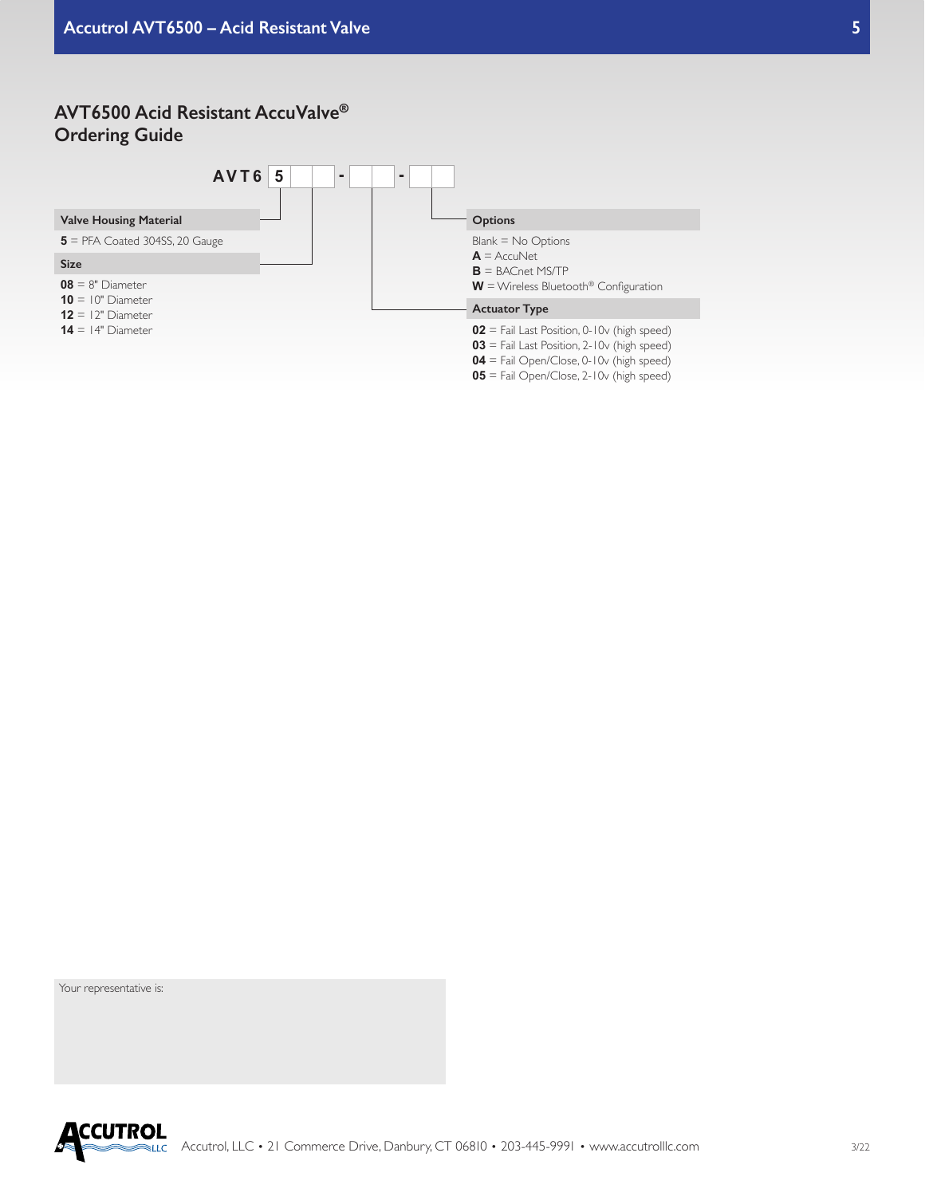## AVT6500 Acid Resistant AccuValve®
## Ordering Guide

AVT6 5 _ _ - _ _ - _ _

**Valve Housing Material**

**5** = PFA Coated 304SS, 20 Gauge

**Size**

**08** = 8" Diameter
**10** = 10" Diameter
**12** = 12" Diameter
**14** = 14" Diameter

**Options**

Blank = No Options
**A** = AccuNet
**B** = BACnet MS/TP
**W** = Wireless Bluetooth® Configuration

**Actuator Type**

**02** = Fail Last Position, 0-10v (high speed)
**03** = Fail Last Position, 2-10v (high speed)
**04** = Fail Open/Close, 0-10v (high speed)
**05** = Fail Open/Close, 2-10v (high speed)

Your representative is:

Accutrol, LLC • 21 Commerce Drive, Danbury, CT 06810 • 203-445-9991 • www.accutrolllc.com

3/22